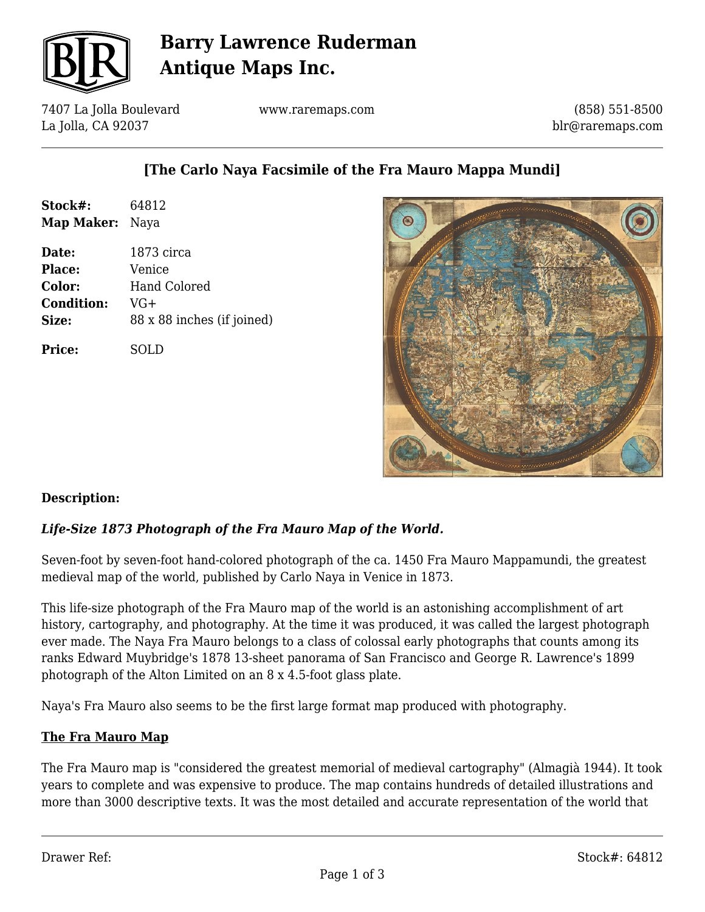# Barry Lawrence Ruderman Antique Maps Inc.

7407 La Jolla Boulevard
La Jolla, CA 92037

www.raremaps.com

(858) 551-8500
blr@raremaps.com

## [The Carlo Naya Facsimile of the Fra Mauro Mappa Mundi]

**Stock#:** 64812
**Map Maker:** Naya

**Date:** 1873 circa
**Place:** Venice
**Color:** Hand Colored
**Condition:** VG+
**Size:** 88 x 88 inches (if joined)

**Price:** SOLD

**Description:**

***Life-Size 1873 Photograph of the Fra Mauro Map of the World.***

Seven-foot by seven-foot hand-colored photograph of the ca. 1450 Fra Mauro Mappamundi, the greatest medieval map of the world, published by Carlo Naya in Venice in 1873.

This life-size photograph of the Fra Mauro map of the world is an astonishing accomplishment of art history, cartography, and photography. At the time it was produced, it was called the largest photograph ever made. The Naya Fra Mauro belongs to a class of colossal early photographs that counts among its ranks Edward Muybridge's 1878 13-sheet panorama of San Francisco and George R. Lawrence's 1899 photograph of the Alton Limited on an 8 x 4.5-foot glass plate.

Naya's Fra Mauro also seems to be the first large format map produced with photography.

**The Fra Mauro Map**

The Fra Mauro map is "considered the greatest memorial of medieval cartography" (Almagià 1944). It took years to complete and was expensive to produce. The map contains hundreds of detailed illustrations and more than 3000 descriptive texts. It was the most detailed and accurate representation of the world that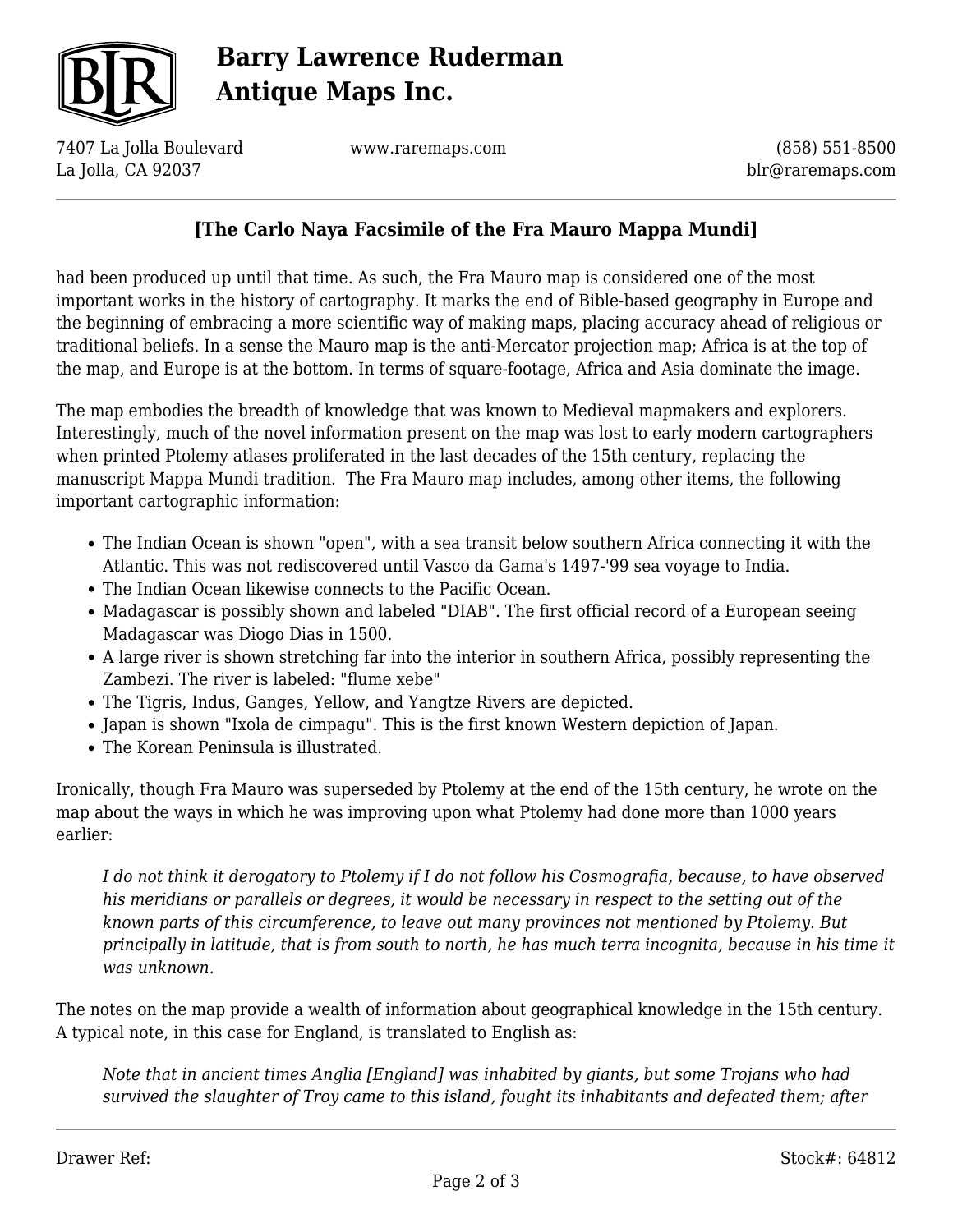had been produced up until that time. As such, the Fra Mauro map is considered one of the most important works in the history of cartography. It marks the end of Bible-based geography in Europe and the beginning of embracing a more scientific way of making maps, placing accuracy ahead of religious or traditional beliefs. In a sense the Mauro map is the anti-Mercator projection map; Africa is at the top of the map, and Europe is at the bottom. In terms of square-footage, Africa and Asia dominate the image.

The map embodies the breadth of knowledge that was known to Medieval mapmakers and explorers. Interestingly, much of the novel information present on the map was lost to early modern cartographers when printed Ptolemy atlases proliferated in the last decades of the 15th century, replacing the manuscript Mappa Mundi tradition. The Fra Mauro map includes, among other items, the following important cartographic information:

- The Indian Ocean is shown "open", with a sea transit below southern Africa connecting it with the Atlantic. This was not rediscovered until Vasco da Gama's 1497-'99 sea voyage to India.
- The Indian Ocean likewise connects to the Pacific Ocean.
- Madagascar is possibly shown and labeled "DIAB". The first official record of a European seeing Madagascar was Diogo Dias in 1500.
- A large river is shown stretching far into the interior in southern Africa, possibly representing the Zambezi. The river is labeled: "flume xebe"
- The Tigris, Indus, Ganges, Yellow, and Yangtze Rivers are depicted.
- Japan is shown "Ixola de cimpagu". This is the first known Western depiction of Japan.
- The Korean Peninsula is illustrated.

Ironically, though Fra Mauro was superseded by Ptolemy at the end of the 15th century, he wrote on the map about the ways in which he was improving upon what Ptolemy had done more than 1000 years earlier:

> *I do not think it derogatory to Ptolemy if I do not follow his Cosmografia, because, to have observed his meridians or parallels or degrees, it would be necessary in respect to the setting out of the known parts of this circumference, to leave out many provinces not mentioned by Ptolemy. But principally in latitude, that is from south to north, he has much terra incognita, because in his time it was unknown.*

The notes on the map provide a wealth of information about geographical knowledge in the 15th century. A typical note, in this case for England, is translated to English as:

> *Note that in ancient times Anglia [England] was inhabited by giants, but some Trojans who had survived the slaughter of Troy came to this island, fought its inhabitants and defeated them; after*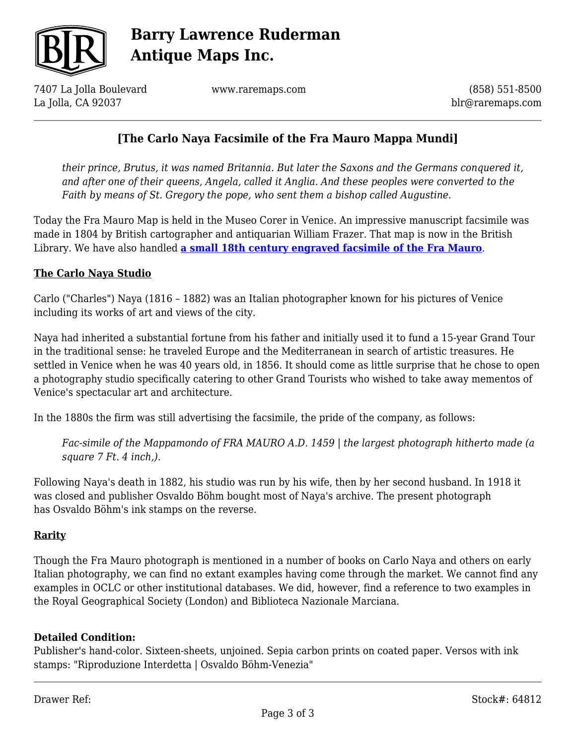*their prince, Brutus, it was named Britannia. But later the Saxons and the Germans conquered it, and after one of their queens, Angela, called it Anglia. And these peoples were converted to the Faith by means of St. Gregory the pope, who sent them a bishop called Augustine.*

Today the Fra Mauro Map is held in the Museo Corer in Venice. An impressive manuscript facsimile was made in 1804 by British cartographer and antiquarian William Frazer. That map is now in the British Library. We have also handled **a small 18th century engraved facsimile of the Fra Mauro**.

## The Carlo Naya Studio

Carlo ("Charles") Naya (1816 – 1882) was an Italian photographer known for his pictures of Venice including its works of art and views of the city.

Naya had inherited a substantial fortune from his father and initially used it to fund a 15-year Grand Tour in the traditional sense: he traveled Europe and the Mediterranean in search of artistic treasures. He settled in Venice when he was 40 years old, in 1856. It should come as little surprise that he chose to open a photography studio specifically catering to other Grand Tourists who wished to take away mementos of Venice's spectacular art and architecture.

In the 1880s the firm was still advertising the facsimile, the pride of the company, as follows:

*Fac-simile of the Mappamondo of FRA MAURO A.D. 1459 | the largest photograph hitherto made (a square 7 Ft. 4 inch,).*

Following Naya's death in 1882, his studio was run by his wife, then by her second husband. In 1918 it was closed and publisher Osvaldo Böhm bought most of Naya's archive. The present photograph has Osvaldo Böhm's ink stamps on the reverse.

## Rarity

Though the Fra Mauro photograph is mentioned in a number of books on Carlo Naya and others on early Italian photography, we can find no extant examples having come through the market. We cannot find any examples in OCLC or other institutional databases. We did, however, find a reference to two examples in the Royal Geographical Society (London) and Biblioteca Nazionale Marciana.

**Detailed Condition:**
Publisher's hand-color. Sixteen-sheets, unjoined. Sepia carbon prints on coated paper. Versos with ink stamps: "Riproduzione Interdetta | Osvaldo Böhm-Venezia"